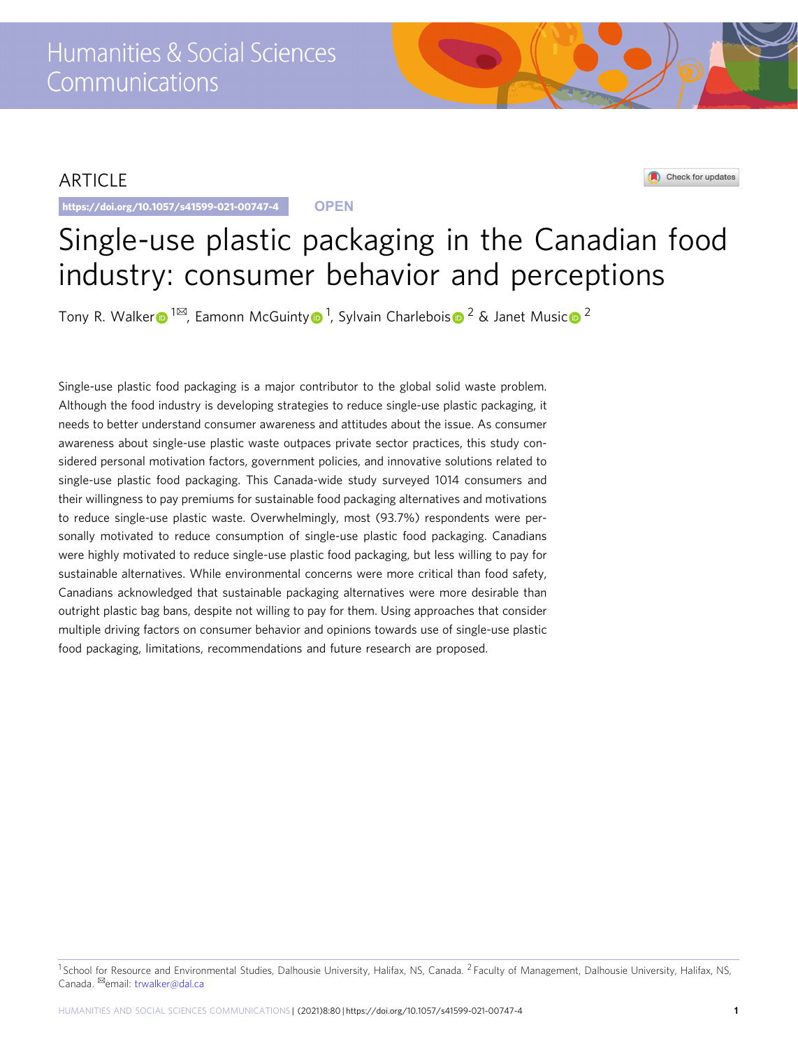ARTICLE

https://doi.org/10.1057/s41599-021-00747-4

OPEN

# Single-use plastic packaging in the Canadian food industry: consumer behavior and perceptions

Tony R. Walker[1✉], Eamonn McGuinty[1], Sylvain Charlebois[2] & Janet Music[2]

Single-use plastic food packaging is a major contributor to the global solid waste problem. Although the food industry is developing strategies to reduce single-use plastic packaging, it needs to better understand consumer awareness and attitudes about the issue. As consumer awareness about single-use plastic waste outpaces private sector practices, this study considered personal motivation factors, government policies, and innovative solutions related to single-use plastic food packaging. This Canada-wide study surveyed 1014 consumers and their willingness to pay premiums for sustainable food packaging alternatives and motivations to reduce single-use plastic waste. Overwhelmingly, most (93.7%) respondents were personally motivated to reduce consumption of single-use plastic food packaging. Canadians were highly motivated to reduce single-use plastic food packaging, but less willing to pay for sustainable alternatives. While environmental concerns were more critical than food safety, Canadians acknowledged that sustainable packaging alternatives were more desirable than outright plastic bag bans, despite not willing to pay for them. Using approaches that consider multiple driving factors on consumer behavior and opinions towards use of single-use plastic food packaging, limitations, recommendations and future research are proposed.

[1] School for Resource and Environmental Studies, Dalhousie University, Halifax, NS, Canada. [2] Faculty of Management, Dalhousie University, Halifax, NS, Canada. ✉email: trwalker@dal.ca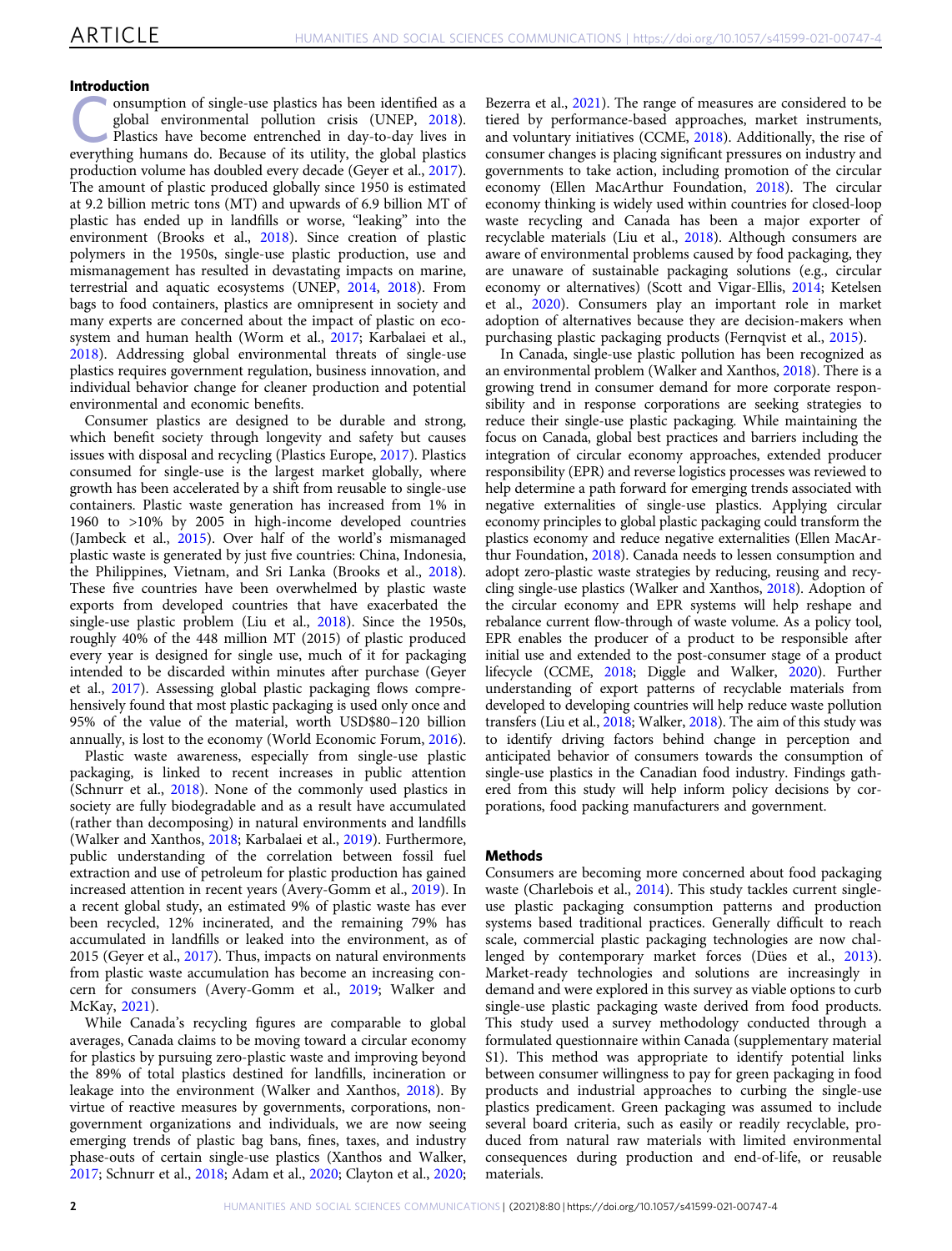## Introduction

Consumption of single-use plastics has been identified as a global environmental pollution crisis (UNEP, 2018). Plastics have become entrenched in day-to-day lives in everything humans do. Because of its utility, the global plastics production volume has doubled every decade (Geyer et al., 2017). The amount of plastic produced globally since 1950 is estimated at 9.2 billion metric tons (MT) and upwards of 6.9 billion MT of plastic has ended up in landfills or worse, "leaking" into the environment (Brooks et al., 2018). Since creation of plastic polymers in the 1950s, single-use plastic production, use and mismanagement has resulted in devastating impacts on marine, terrestrial and aquatic ecosystems (UNEP, 2014, 2018). From bags to food containers, plastics are omnipresent in society and many experts are concerned about the impact of plastic on ecosystem and human health (Worm et al., 2017; Karbalaei et al., 2018). Addressing global environmental threats of single-use plastics requires government regulation, business innovation, and individual behavior change for cleaner production and potential environmental and economic benefits.

Consumer plastics are designed to be durable and strong, which benefit society through longevity and safety but causes issues with disposal and recycling (Plastics Europe, 2017). Plastics consumed for single-use is the largest market globally, where growth has been accelerated by a shift from reusable to single-use containers. Plastic waste generation has increased from 1% in 1960 to >10% by 2005 in high-income developed countries (Jambeck et al., 2015). Over half of the world's mismanaged plastic waste is generated by just five countries: China, Indonesia, the Philippines, Vietnam, and Sri Lanka (Brooks et al., 2018). These five countries have been overwhelmed by plastic waste exports from developed countries that have exacerbated the single-use plastic problem (Liu et al., 2018). Since the 1950s, roughly 40% of the 448 million MT (2015) of plastic produced every year is designed for single use, much of it for packaging intended to be discarded within minutes after purchase (Geyer et al., 2017). Assessing global plastic packaging flows comprehensively found that most plastic packaging is used only once and 95% of the value of the material, worth USD$80–120 billion annually, is lost to the economy (World Economic Forum, 2016).

Plastic waste awareness, especially from single-use plastic packaging, is linked to recent increases in public attention (Schnurr et al., 2018). None of the commonly used plastics in society are fully biodegradable and as a result have accumulated (rather than decomposing) in natural environments and landfills (Walker and Xanthos, 2018; Karbalaei et al., 2019). Furthermore, public understanding of the correlation between fossil fuel extraction and use of petroleum for plastic production has gained increased attention in recent years (Avery-Gomm et al., 2019). In a recent global study, an estimated 9% of plastic waste has ever been recycled, 12% incinerated, and the remaining 79% has accumulated in landfills or leaked into the environment, as of 2015 (Geyer et al., 2017). Thus, impacts on natural environments from plastic waste accumulation has become an increasing concern for consumers (Avery-Gomm et al., 2019; Walker and McKay, 2021).

While Canada's recycling figures are comparable to global averages, Canada claims to be moving toward a circular economy for plastics by pursuing zero-plastic waste and improving beyond the 89% of total plastics destined for landfills, incineration or leakage into the environment (Walker and Xanthos, 2018). By virtue of reactive measures by governments, corporations, non-government organizations and individuals, we are now seeing emerging trends of plastic bag bans, fines, taxes, and industry phase-outs of certain single-use plastics (Xanthos and Walker, 2017; Schnurr et al., 2018; Adam et al., 2020; Clayton et al., 2020; Bezerra et al., 2021). The range of measures are considered to be tiered by performance-based approaches, market instruments, and voluntary initiatives (CCME, 2018). Additionally, the rise of consumer changes is placing significant pressures on industry and governments to take action, including promotion of the circular economy (Ellen MacArthur Foundation, 2018). The circular economy thinking is widely used within countries for closed-loop waste recycling and Canada has been a major exporter of recyclable materials (Liu et al., 2018). Although consumers are aware of environmental problems caused by food packaging, they are unaware of sustainable packaging solutions (e.g., circular economy or alternatives) (Scott and Vigar-Ellis, 2014; Ketelsen et al., 2020). Consumers play an important role in market adoption of alternatives because they are decision-makers when purchasing plastic packaging products (Fernqvist et al., 2015).

In Canada, single-use plastic pollution has been recognized as an environmental problem (Walker and Xanthos, 2018). There is a growing trend in consumer demand for more corporate responsibility and in response corporations are seeking strategies to reduce their single-use plastic packaging. While maintaining the focus on Canada, global best practices and barriers including the integration of circular economy approaches, extended producer responsibility (EPR) and reverse logistics processes was reviewed to help determine a path forward for emerging trends associated with negative externalities of single-use plastics. Applying circular economy principles to global plastic packaging could transform the plastics economy and reduce negative externalities (Ellen MacArthur Foundation, 2018). Canada needs to lessen consumption and adopt zero-plastic waste strategies by reducing, reusing and recycling single-use plastics (Walker and Xanthos, 2018). Adoption of the circular economy and EPR systems will help reshape and rebalance current flow-through of waste volume. As a policy tool, EPR enables the producer of a product to be responsible after initial use and extended to the post-consumer stage of a product lifecycle (CCME, 2018; Diggle and Walker, 2020). Further understanding of export patterns of recyclable materials from developed to developing countries will help reduce waste pollution transfers (Liu et al., 2018; Walker, 2018). The aim of this study was to identify driving factors behind change in perception and anticipated behavior of consumers towards the consumption of single-use plastics in the Canadian food industry. Findings gathered from this study will help inform policy decisions by corporations, food packing manufacturers and government.

## Methods

Consumers are becoming more concerned about food packaging waste (Charlebois et al., 2014). This study tackles current single-use plastic packaging consumption patterns and production systems based traditional practices. Generally difficult to reach scale, commercial plastic packaging technologies are now challenged by contemporary market forces (Dües et al., 2013). Market-ready technologies and solutions are increasingly in demand and were explored in this survey as viable options to curb single-use plastic packaging waste derived from food products. This study used a survey methodology conducted through a formulated questionnaire within Canada (supplementary material S1). This method was appropriate to identify potential links between consumer willingness to pay for green packaging in food products and industrial approaches to curbing the single-use plastics predicament. Green packaging was assumed to include several board criteria, such as easily or readily recyclable, produced from natural raw materials with limited environmental consequences during production and end-of-life, or reusable materials.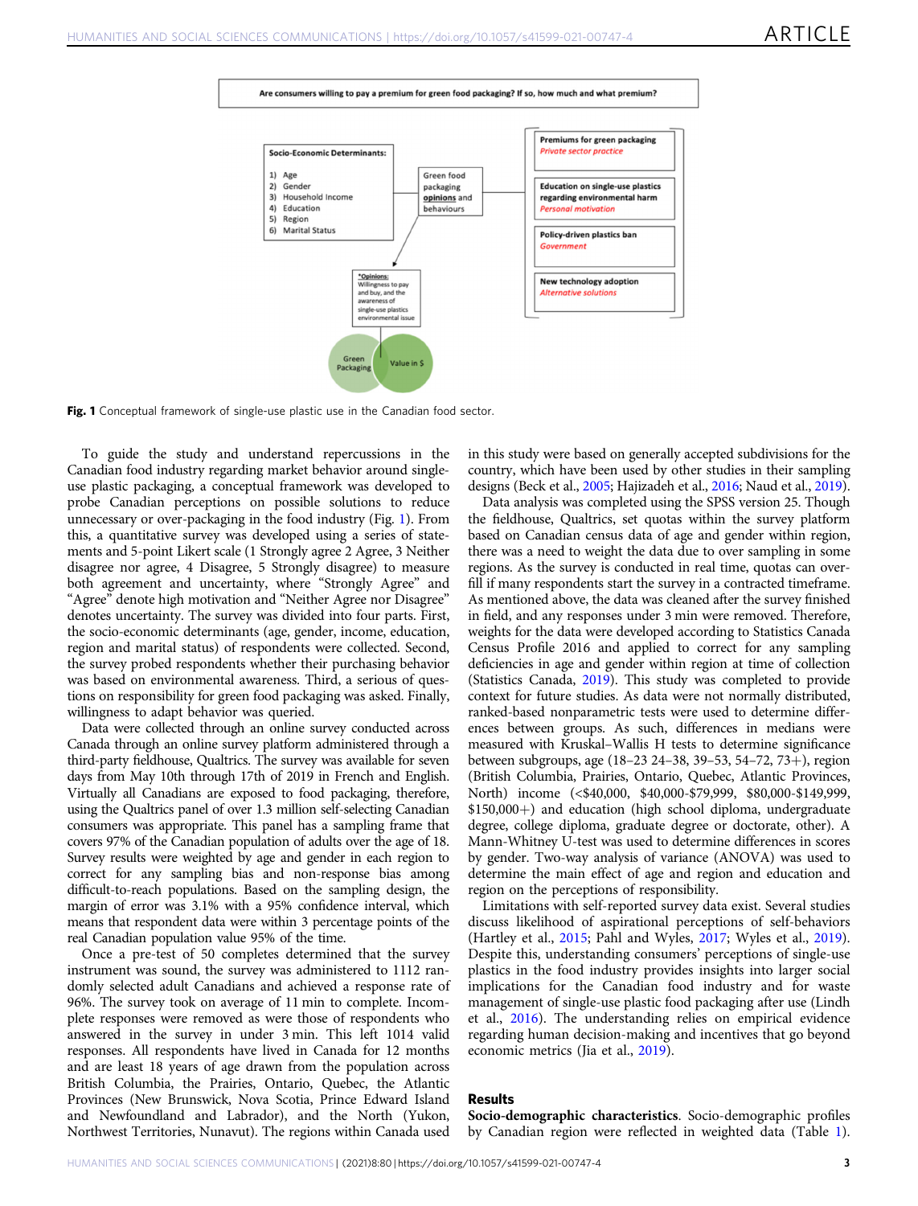Fig. 1 Conceptual framework of single-use plastic use in the Canadian food sector.

To guide the study and understand repercussions in the Canadian food industry regarding market behavior around single-use plastic packaging, a conceptual framework was developed to probe Canadian perceptions on possible solutions to reduce unnecessary or over-packaging in the food industry (Fig. 1). From this, a quantitative survey was developed using a series of statements and 5-point Likert scale (1 Strongly agree 2 Agree, 3 Neither disagree nor agree, 4 Disagree, 5 Strongly disagree) to measure both agreement and uncertainty, where "Strongly Agree" and "Agree" denote high motivation and "Neither Agree nor Disagree" denotes uncertainty. The survey was divided into four parts. First, the socio-economic determinants (age, gender, income, education, region and marital status) of respondents were collected. Second, the survey probed respondents whether their purchasing behavior was based on environmental awareness. Third, a serious of questions on responsibility for green food packaging was asked. Finally, willingness to adapt behavior was queried.

Data were collected through an online survey conducted across Canada through an online survey platform administered through a third-party fieldhouse, Qualtrics. The survey was available for seven days from May 10th through 17th of 2019 in French and English. Virtually all Canadians are exposed to food packaging, therefore, using the Qualtrics panel of over 1.3 million self-selecting Canadian consumers was appropriate. This panel has a sampling frame that covers 97% of the Canadian population of adults over the age of 18. Survey results were weighted by age and gender in each region to correct for any sampling bias and non-response bias among difficult-to-reach populations. Based on the sampling design, the margin of error was 3.1% with a 95% confidence interval, which means that respondent data were within 3 percentage points of the real Canadian population value 95% of the time.

Once a pre-test of 50 completes determined that the survey instrument was sound, the survey was administered to 1112 randomly selected adult Canadians and achieved a response rate of 96%. The survey took on average of 11 min to complete. Incomplete responses were removed as were those of respondents who answered in the survey in under 3 min. This left 1014 valid responses. All respondents have lived in Canada for 12 months and are least 18 years of age drawn from the population across British Columbia, the Prairies, Ontario, Quebec, the Atlantic Provinces (New Brunswick, Nova Scotia, Prince Edward Island and Newfoundland and Labrador), and the North (Yukon, Northwest Territories, Nunavut). The regions within Canada used in this study were based on generally accepted subdivisions for the country, which have been used by other studies in their sampling designs (Beck et al., 2005; Hajizadeh et al., 2016; Naud et al., 2019).

Data analysis was completed using the SPSS version 25. Though the fieldhouse, Qualtrics, set quotas within the survey platform based on Canadian census data of age and gender within region, there was a need to weight the data due to over sampling in some regions. As the survey is conducted in real time, quotas can overfill if many respondents start the survey in a contracted timeframe. As mentioned above, the data was cleaned after the survey finished in field, and any responses under 3 min were removed. Therefore, weights for the data were developed according to Statistics Canada Census Profile 2016 and applied to correct for any sampling deficiencies in age and gender within region at time of collection (Statistics Canada, 2019). This study was completed to provide context for future studies. As data were not normally distributed, ranked-based nonparametric tests were used to determine differences between groups. As such, differences in medians were measured with Kruskal–Wallis H tests to determine significance between subgroups, age (18–23 24–38, 39–53, 54–72, 73+), region (British Columbia, Prairies, Ontario, Quebec, Atlantic Provinces, North) income (<$40,000, $40,000-$79,999, $80,000-$149,999, $150,000+) and education (high school diploma, undergraduate degree, college diploma, graduate degree or doctorate, other). A Mann-Whitney U-test was used to determine differences in scores by gender. Two-way analysis of variance (ANOVA) was used to determine the main effect of age and region and education and region on the perceptions of responsibility.

Limitations with self-reported survey data exist. Several studies discuss likelihood of aspirational perceptions of self-behaviors (Hartley et al., 2015; Pahl and Wyles, 2017; Wyles et al., 2019). Despite this, understanding consumers' perceptions of single-use plastics in the food industry provides insights into larger social implications for the Canadian food industry and for waste management of single-use plastic food packaging after use (Lindh et al., 2016). The understanding relies on empirical evidence regarding human decision-making and incentives that go beyond economic metrics (Jia et al., 2019).

## Results

**Socio-demographic characteristics**. Socio-demographic profiles by Canadian region were reflected in weighted data (Table 1).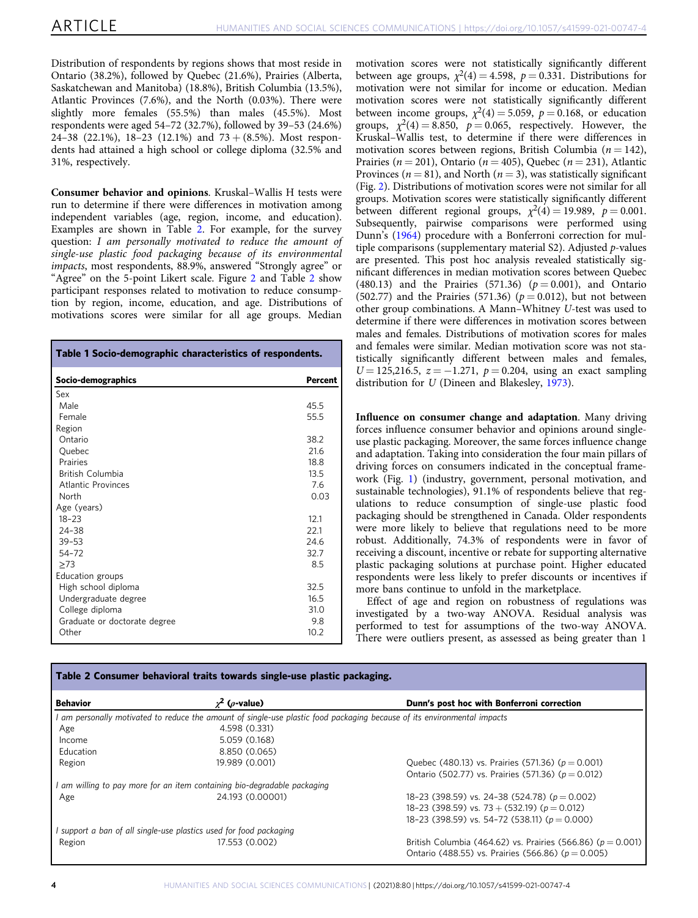Distribution of respondents by regions shows that most reside in Ontario (38.2%), followed by Quebec (21.6%), Prairies (Alberta, Saskatchewan and Manitoba) (18.8%), British Columbia (13.5%), Atlantic Provinces (7.6%), and the North (0.03%). There were slightly more females (55.5%) than males (45.5%). Most respondents were aged 54–72 (32.7%), followed by 39–53 (24.6%) 24–38 (22.1%), 18–23 (12.1%) and 73 + (8.5%). Most respondents had attained a high school or college diploma (32.5% and 31%, respectively.

**Consumer behavior and opinions**. Kruskal–Wallis H tests were run to determine if there were differences in motivation among independent variables (age, region, income, and education). Examples are shown in Table 2. For example, for the survey question: *I am personally motivated to reduce the amount of single-use plastic food packaging because of its environmental impacts*, most respondents, 88.9%, answered "Strongly agree" or "Agree" on the 5-point Likert scale. Figure 2 and Table 2 show participant responses related to motivation to reduce consumption by region, income, education, and age. Distributions of motivations scores were similar for all age groups. Median motivation scores were not statistically significantly different between age groups, $\chi^2(4) = 4.598$, $p = 0.331$. Distributions for motivation were not similar for income or education. Median motivation scores were not statistically significantly different between income groups, $\chi^2(4) = 5.059$, $p = 0.168$, or education groups, $\chi^2(4) = 8.850$, $p = 0.065$, respectively. However, the Kruskal–Wallis test, to determine if there were differences in motivation scores between regions, British Columbia ($n = 142$), Prairies ($n = 201$), Ontario ($n = 405$), Quebec ($n = 231$), Atlantic Provinces ($n = 81$), and North ($n = 3$), was statistically significant (Fig. 2). Distributions of motivation scores were not similar for all groups. Motivation scores were statistically significantly different between different regional groups, $\chi^2(4) = 19.989$, $p = 0.001$. Subsequently, pairwise comparisons were performed using Dunn's (1964) procedure with a Bonferroni correction for multiple comparisons (supplementary material S2). Adjusted *p*-values are presented. This post hoc analysis revealed statistically significant differences in median motivation scores between Quebec (480.13) and the Prairies (571.36) ($p = 0.001$), and Ontario (502.77) and the Prairies (571.36) ($p = 0.012$), but not between other group combinations. A Mann–Whitney *U*-test was used to determine if there were differences in motivation scores between males and females. Distributions of motivation scores for males and females were similar. Median motivation score was not statistically significantly different between males and females, $U = 125{,}216.5$, $z = -1.271$, $p = 0.204$, using an exact sampling distribution for *U* (Dineen and Blakesley, 1973).

**Table 1 Socio-demographic characteristics of respondents.**

| Socio-demographics | Percent |
|---|---|
| Sex | |
| Male | 45.5 |
| Female | 55.5 |
| Region | |
| Ontario | 38.2 |
| Quebec | 21.6 |
| Prairies | 18.8 |
| British Columbia | 13.5 |
| Atlantic Provinces | 7.6 |
| North | 0.03 |
| Age (years) | |
| 18–23 | 12.1 |
| 24–38 | 22.1 |
| 39–53 | 24.6 |
| 54–72 | 32.7 |
| ≥73 | 8.5 |
| Education groups | |
| High school diploma | 32.5 |
| Undergraduate degree | 16.5 |
| College diploma | 31.0 |
| Graduate or doctorate degree | 9.8 |
| Other | 10.2 |

**Influence on consumer change and adaptation**. Many driving forces influence consumer behavior and opinions around single-use plastic packaging. Moreover, the same forces influence change and adaptation. Taking into consideration the four main pillars of driving forces on consumers indicated in the conceptual framework (Fig. 1) (industry, government, personal motivation, and sustainable technologies), 91.1% of respondents believe that regulations to reduce consumption of single-use plastic food packaging should be strengthened in Canada. Older respondents were more likely to believe that regulations need to be more robust. Additionally, 74.3% of respondents were in favor of receiving a discount, incentive or rebate for supporting alternative plastic packaging solutions at purchase point. Higher educated respondents were less likely to prefer discounts or incentives if more bans continue to unfold in the marketplace.

Effect of age and region on robustness of regulations was investigated by a two-way ANOVA. Residual analysis was performed to test for assumptions of the two-way ANOVA. There were outliers present, as assessed as being greater than 1

**Table 2 Consumer behavioral traits towards single-use plastic packaging.**

| Behavior | $\chi^2$ (*p*-value) | Dunn's post hoc with Bonferroni correction |
|---|---|---|
| *I am personally motivated to reduce the amount of single-use plastic food packaging because of its environmental impacts* | | |
| Age | 4.598 (0.331) | |
| Income | 5.059 (0.168) | |
| Education | 8.850 (0.065) | |
| Region | 19.989 (0.001) | Quebec (480.13) vs. Prairies (571.36) ($p = 0.001$) |
| | | Ontario (502.77) vs. Prairies (571.36) ($p = 0.012$) |
| *I am willing to pay more for an item containing bio-degradable packaging* | | |
| Age | 24.193 (0.00001) | 18–23 (398.59) vs. 24–38 (524.78) ($p = 0.002$) |
| | | 18–23 (398.59) vs. 73 + (532.19) ($p = 0.012$) |
| | | 18–23 (398.59) vs. 54–72 (538.11) ($p = 0.000$) |
| *I support a ban of all single-use plastics used for food packaging* | | |
| Region | 17.553 (0.002) | British Columbia (464.62) vs. Prairies (566.86) ($p = 0.001$) |
| | | Ontario (488.55) vs. Prairies (566.86) ($p = 0.005$) |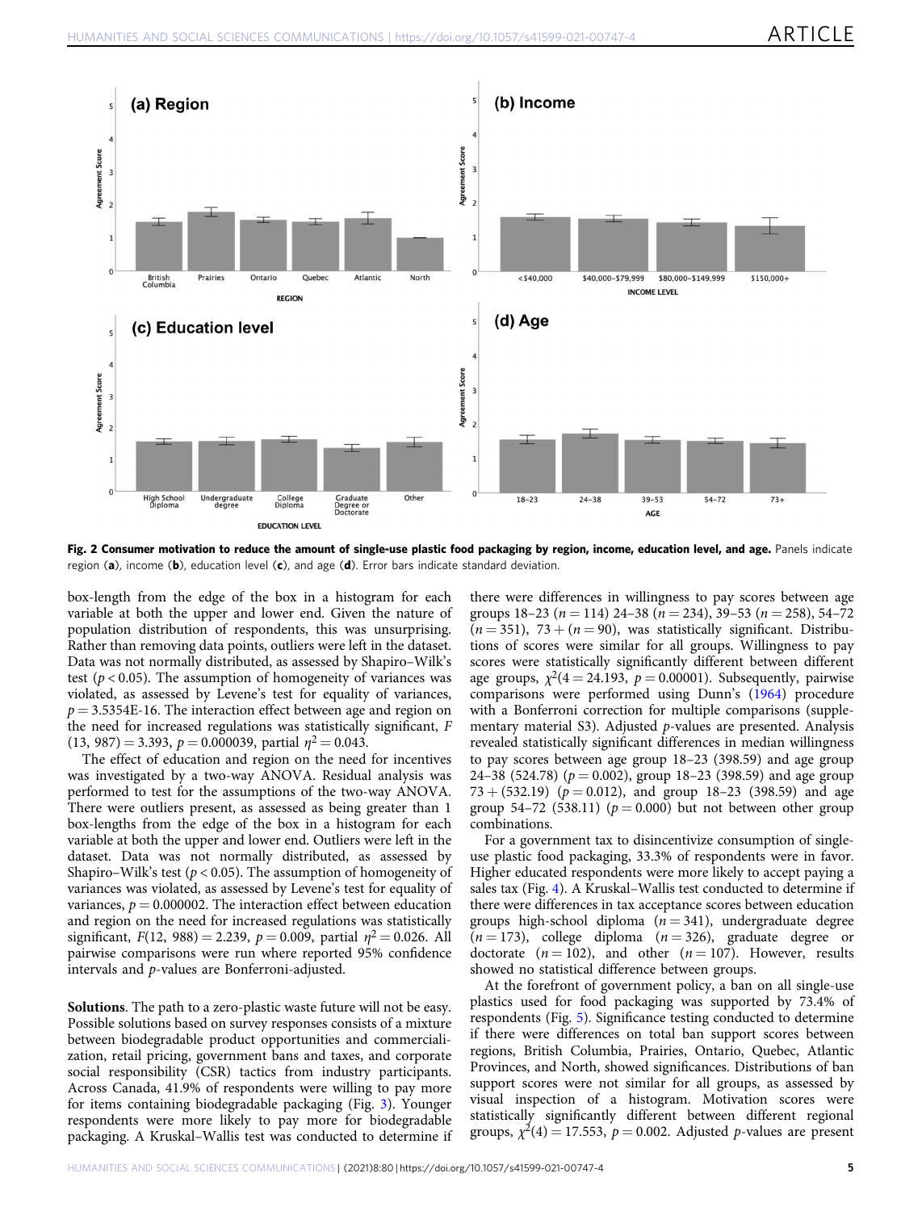Fig. 2 Consumer motivation to reduce the amount of single-use plastic food packaging by region, income, education level, and age. Panels indicate region (a), income (b), education level (c), and age (d). Error bars indicate standard deviation.

box-length from the edge of the box in a histogram for each variable at both the upper and lower end. Given the nature of population distribution of respondents, this was unsurprising. Rather than removing data points, outliers were left in the dataset. Data was not normally distributed, as assessed by Shapiro–Wilk's test ($p < 0.05$). The assumption of homogeneity of variances was violated, as assessed by Levene's test for equality of variances, $p = 3.5354\text{E-}16$. The interaction effect between age and region on the need for increased regulations was statistically significant, $F(13, 987) = 3.393$, $p = 0.000039$, partial $\eta^2 = 0.043$.

The effect of education and region on the need for incentives was investigated by a two-way ANOVA. Residual analysis was performed to test for the assumptions of the two-way ANOVA. There were outliers present, as assessed as being greater than 1 box-lengths from the edge of the box in a histogram for each variable at both the upper and lower end. Outliers were left in the dataset. Data was not normally distributed, as assessed by Shapiro–Wilk's test ($p < 0.05$). The assumption of homogeneity of variances was violated, as assessed by Levene's test for equality of variances, $p = 0.000002$. The interaction effect between education and region on the need for increased regulations was statistically significant, $F(12, 988) = 2.239$, $p = 0.009$, partial $\eta^2 = 0.026$. All pairwise comparisons were run where reported 95% confidence intervals and $p$-values are Bonferroni-adjusted.

**Solutions**. The path to a zero-plastic waste future will not be easy. Possible solutions based on survey responses consists of a mixture between biodegradable product opportunities and commercialization, retail pricing, government bans and taxes, and corporate social responsibility (CSR) tactics from industry participants. Across Canada, 41.9% of respondents were willing to pay more for items containing biodegradable packaging (Fig. 3). Younger respondents were more likely to pay more for biodegradable packaging. A Kruskal–Wallis test was conducted to determine if there were differences in willingness to pay scores between age groups 18–23 ($n = 114$) 24–38 ($n = 234$), 39–53 ($n = 258$), 54–72 ($n = 351$), 73 + ($n = 90$), was statistically significant. Distributions of scores were similar for all groups. Willingness to pay scores were statistically significantly different between different age groups, $\chi^2(4 = 24.193$, $p = 0.00001)$. Subsequently, pairwise comparisons were performed using Dunn's (1964) procedure with a Bonferroni correction for multiple comparisons (supplementary material S3). Adjusted $p$-values are presented. Analysis revealed statistically significant differences in median willingness to pay scores between age group 18–23 (398.59) and age group 24–38 (524.78) ($p = 0.002$), group 18–23 (398.59) and age group 73 + (532.19) ($p = 0.012$), and group 18–23 (398.59) and age group 54–72 (538.11) ($p = 0.000$) but not between other group combinations.

For a government tax to disincentivize consumption of single-use plastic food packaging, 33.3% of respondents were in favor. Higher educated respondents were more likely to accept paying a sales tax (Fig. 4). A Kruskal–Wallis test conducted to determine if there were differences in tax acceptance scores between education groups high-school diploma ($n = 341$), undergraduate degree ($n = 173$), college diploma ($n = 326$), graduate degree or doctorate ($n = 102$), and other ($n = 107$). However, results showed no statistical difference between groups.

At the forefront of government policy, a ban on all single-use plastics used for food packaging was supported by 73.4% of respondents (Fig. 5). Significance testing conducted to determine if there were differences on total ban support scores between regions, British Columbia, Prairies, Ontario, Quebec, Atlantic Provinces, and North, showed significances. Distributions of ban support scores were not similar for all groups, as assessed by visual inspection of a histogram. Motivation scores were statistically significantly different between different regional groups, $\chi^2(4) = 17.553$, $p = 0.002$. Adjusted $p$-values are present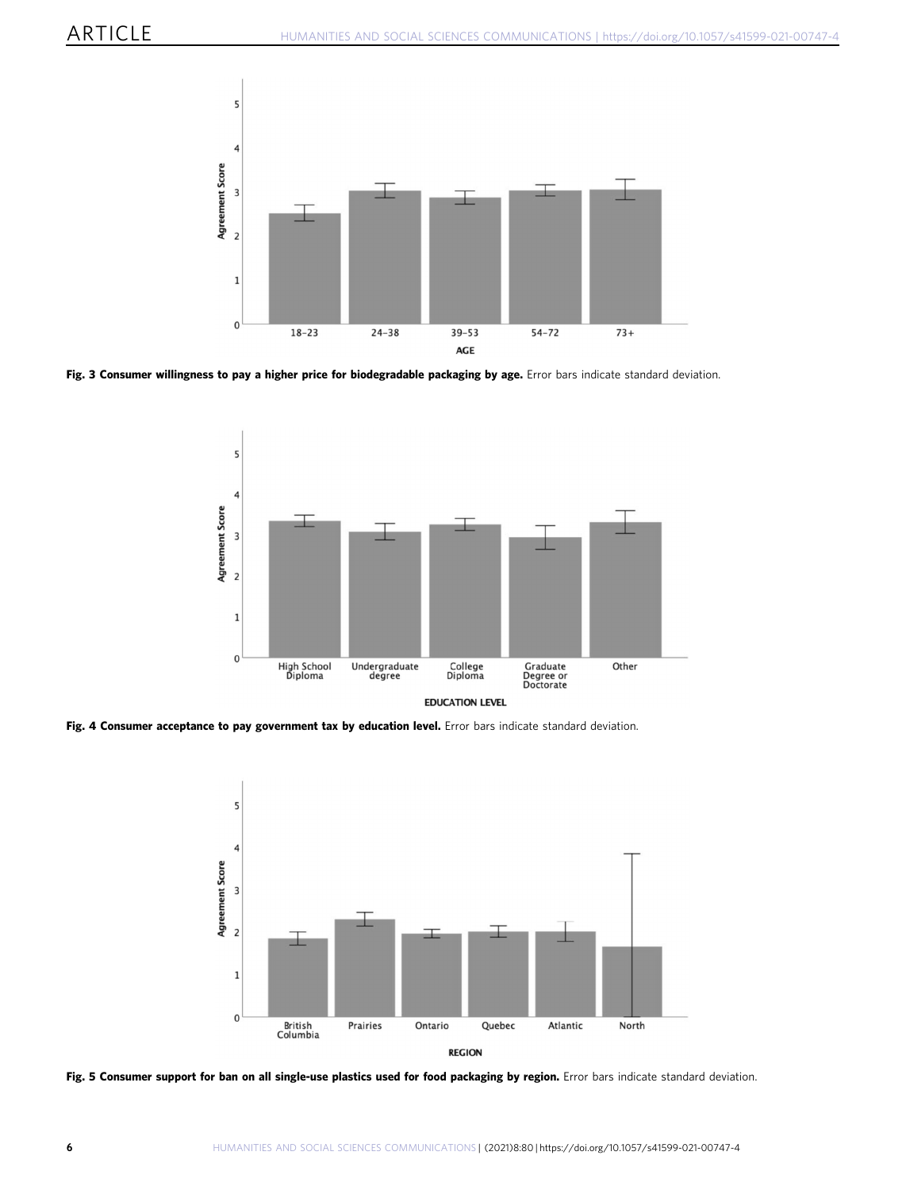**Fig. 3 Consumer willingness to pay a higher price for biodegradable packaging by age.** Error bars indicate standard deviation.

**Fig. 4 Consumer acceptance to pay government tax by education level.** Error bars indicate standard deviation.

**Fig. 5 Consumer support for ban on all single-use plastics used for food packaging by region.** Error bars indicate standard deviation.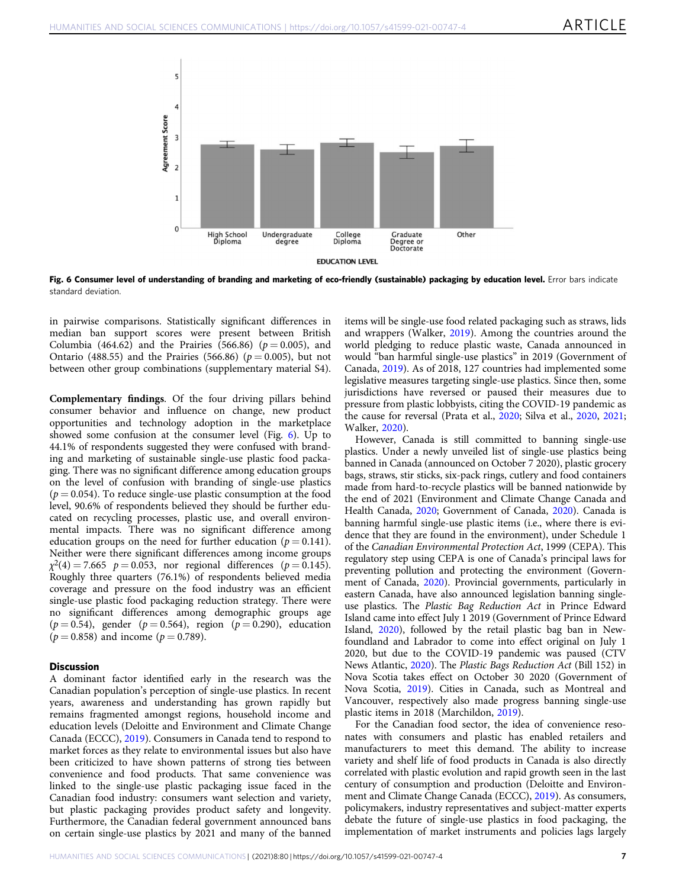Fig. 6 Consumer level of understanding of branding and marketing of eco-friendly (sustainable) packaging by education level. Error bars indicate standard deviation.

in pairwise comparisons. Statistically significant differences in median ban support scores were present between British Columbia (464.62) and the Prairies (566.86) ($p = 0.005$), and Ontario (488.55) and the Prairies (566.86) ($p = 0.005$), but not between other group combinations (supplementary material S4).

**Complementary findings**. Of the four driving pillars behind consumer behavior and influence on change, new product opportunities and technology adoption in the marketplace showed some confusion at the consumer level (Fig. 6). Up to 44.1% of respondents suggested they were confused with branding and marketing of sustainable single-use plastic food packaging. There was no significant difference among education groups on the level of confusion with branding of single-use plastics ($p = 0.054$). To reduce single-use plastic consumption at the food level, 90.6% of respondents believed they should be further educated on recycling processes, plastic use, and overall environmental impacts. There was no significant difference among education groups on the need for further education ($p = 0.141$). Neither were there significant differences among income groups $\chi^2(4) = 7.665$ $p = 0.053$, nor regional differences ($p = 0.145$). Roughly three quarters (76.1%) of respondents believed media coverage and pressure on the food industry was an efficient single-use plastic food packaging reduction strategy. There were no significant differences among demographic groups age ($p = 0.54$), gender ($p = 0.564$), region ($p = 0.290$), education ($p = 0.858$) and income ($p = 0.789$).

## Discussion

A dominant factor identified early in the research was the Canadian population's perception of single-use plastics. In recent years, awareness and understanding has grown rapidly but remains fragmented amongst regions, household income and education levels (Deloitte and Environment and Climate Change Canada (ECCC), 2019). Consumers in Canada tend to respond to market forces as they relate to environmental issues but also have been criticized to have shown patterns of strong ties between convenience and food products. That same convenience was linked to the single-use plastic packaging issue faced in the Canadian food industry: consumers want selection and variety, but plastic packaging provides product safety and longevity. Furthermore, the Canadian federal government announced bans on certain single-use plastics by 2021 and many of the banned items will be single-use food related packaging such as straws, lids and wrappers (Walker, 2019). Among the countries around the world pledging to reduce plastic waste, Canada announced in would "ban harmful single-use plastics" in 2019 (Government of Canada, 2019). As of 2018, 127 countries had implemented some legislative measures targeting single-use plastics. Since then, some jurisdictions have reversed or paused their measures due to pressure from plastic lobbyists, citing the COVID-19 pandemic as the cause for reversal (Prata et al., 2020; Silva et al., 2020, 2021; Walker, 2020).

However, Canada is still committed to banning single-use plastics. Under a newly unveiled list of single-use plastics being banned in Canada (announced on October 7 2020), plastic grocery bags, straws, stir sticks, six-pack rings, cutlery and food containers made from hard-to-recycle plastics will be banned nationwide by the end of 2021 (Environment and Climate Change Canada and Health Canada, 2020; Government of Canada, 2020). Canada is banning harmful single-use plastic items (i.e., where there is evidence that they are found in the environment), under Schedule 1 of the *Canadian Environmental Protection Act*, 1999 (CEPA). This regulatory step using CEPA is one of Canada's principal laws for preventing pollution and protecting the environment (Government of Canada, 2020). Provincial governments, particularly in eastern Canada, have also announced legislation banning single-use plastics. The *Plastic Bag Reduction Act* in Prince Edward Island came into effect July 1 2019 (Government of Prince Edward Island, 2020), followed by the retail plastic bag ban in Newfoundland and Labrador to come into effect original on July 1 2020, but due to the COVID-19 pandemic was paused (CTV News Atlantic, 2020). The *Plastic Bags Reduction Act* (Bill 152) in Nova Scotia takes effect on October 30 2020 (Government of Nova Scotia, 2019). Cities in Canada, such as Montreal and Vancouver, respectively also made progress banning single-use plastic items in 2018 (Marchildon, 2019).

For the Canadian food sector, the idea of convenience resonates with consumers and plastic has enabled retailers and manufacturers to meet this demand. The ability to increase variety and shelf life of food products in Canada is also directly correlated with plastic evolution and rapid growth seen in the last century of consumption and production (Deloitte and Environment and Climate Change Canada (ECCC), 2019). As consumers, policymakers, industry representatives and subject-matter experts debate the future of single-use plastics in food packaging, the implementation of market instruments and policies lags largely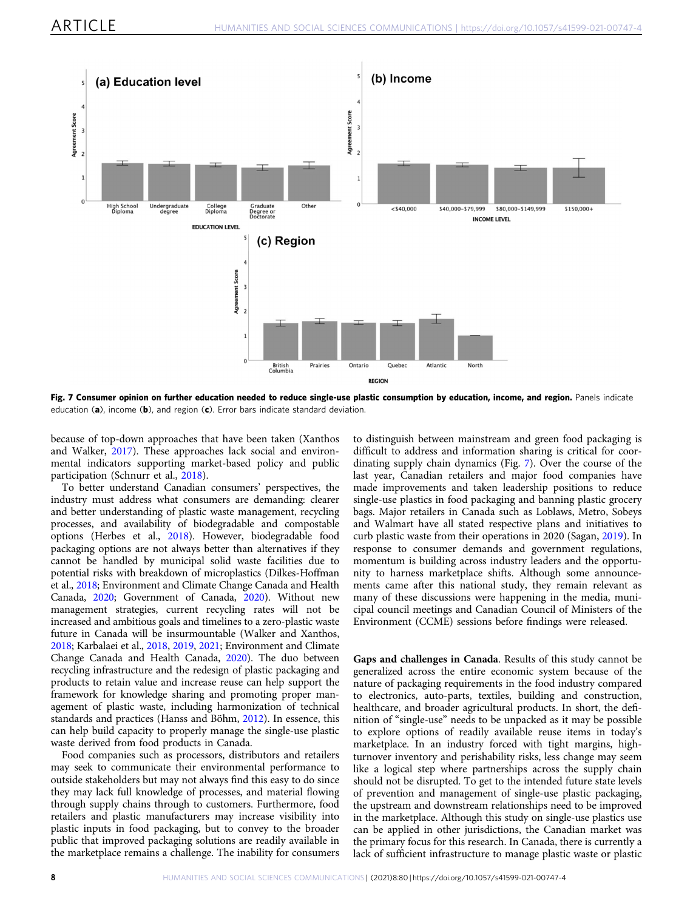**Fig. 7 Consumer opinion on further education needed to reduce single-use plastic consumption by education, income, and region.** Panels indicate education (**a**), income (**b**), and region (**c**). Error bars indicate standard deviation.

because of top-down approaches that have been taken (Xanthos and Walker, 2017). These approaches lack social and environmental indicators supporting market-based policy and public participation (Schnurr et al., 2018).

To better understand Canadian consumers' perspectives, the industry must address what consumers are demanding: clearer and better understanding of plastic waste management, recycling processes, and availability of biodegradable and compostable options (Herbes et al., 2018). However, biodegradable food packaging options are not always better than alternatives if they cannot be handled by municipal solid waste facilities due to potential risks with breakdown of microplastics (Dilkes-Hoffman et al., 2018; Environment and Climate Change Canada and Health Canada, 2020; Government of Canada, 2020). Without new management strategies, current recycling rates will not be increased and ambitious goals and timelines to a zero-plastic waste future in Canada will be insurmountable (Walker and Xanthos, 2018; Karbalaei et al., 2018, 2019, 2021; Environment and Climate Change Canada and Health Canada, 2020). The duo between recycling infrastructure and the redesign of plastic packaging and products to retain value and increase reuse can help support the framework for knowledge sharing and promoting proper management of plastic waste, including harmonization of technical standards and practices (Hanss and Böhm, 2012). In essence, this can help build capacity to properly manage the single-use plastic waste derived from food products in Canada.

Food companies such as processors, distributors and retailers may seek to communicate their environmental performance to outside stakeholders but may not always find this easy to do since they may lack full knowledge of processes, and material flowing through supply chains through to customers. Furthermore, food retailers and plastic manufacturers may increase visibility into plastic inputs in food packaging, but to convey to the broader public that improved packaging solutions are readily available in the marketplace remains a challenge. The inability for consumers to distinguish between mainstream and green food packaging is difficult to address and information sharing is critical for coordinating supply chain dynamics (Fig. 7). Over the course of the last year, Canadian retailers and major food companies have made improvements and taken leadership positions to reduce single-use plastics in food packaging and banning plastic grocery bags. Major retailers in Canada such as Loblaws, Metro, Sobeys and Walmart have all stated respective plans and initiatives to curb plastic waste from their operations in 2020 (Sagan, 2019). In response to consumer demands and government regulations, momentum is building across industry leaders and the opportunity to harness marketplace shifts. Although some announcements came after this national study, they remain relevant as many of these discussions were happening in the media, municipal council meetings and Canadian Council of Ministers of the Environment (CCME) sessions before findings were released.

**Gaps and challenges in Canada**. Results of this study cannot be generalized across the entire economic system because of the nature of packaging requirements in the food industry compared to electronics, auto-parts, textiles, building and construction, healthcare, and broader agricultural products. In short, the definition of "single-use" needs to be unpacked as it may be possible to explore options of readily available reuse items in today's marketplace. In an industry forced with tight margins, high-turnover inventory and perishability risks, less change may seem like a logical step where partnerships across the supply chain should not be disrupted. To get to the intended future state levels of prevention and management of single-use plastic packaging, the upstream and downstream relationships need to be improved in the marketplace. Although this study on single-use plastics use can be applied in other jurisdictions, the Canadian market was the primary focus for this research. In Canada, there is currently a lack of sufficient infrastructure to manage plastic waste or plastic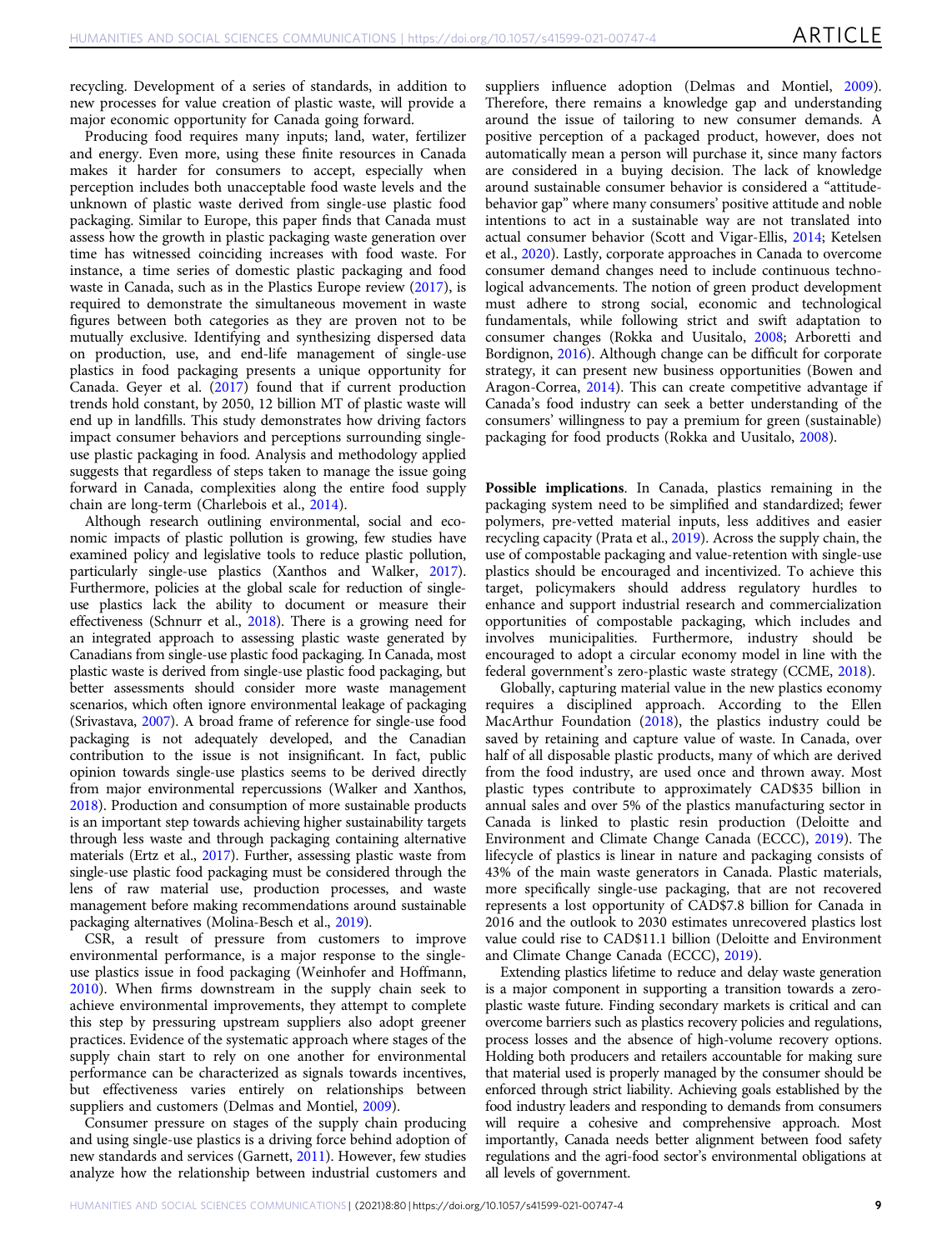recycling. Development of a series of standards, in addition to new processes for value creation of plastic waste, will provide a major economic opportunity for Canada going forward.

Producing food requires many inputs; land, water, fertilizer and energy. Even more, using these finite resources in Canada makes it harder for consumers to accept, especially when perception includes both unacceptable food waste levels and the unknown of plastic waste derived from single-use plastic food packaging. Similar to Europe, this paper finds that Canada must assess how the growth in plastic packaging waste generation over time has witnessed coinciding increases with food waste. For instance, a time series of domestic plastic packaging and food waste in Canada, such as in the Plastics Europe review (2017), is required to demonstrate the simultaneous movement in waste figures between both categories as they are proven not to be mutually exclusive. Identifying and synthesizing dispersed data on production, use, and end-life management of single-use plastics in food packaging presents a unique opportunity for Canada. Geyer et al. (2017) found that if current production trends hold constant, by 2050, 12 billion MT of plastic waste will end up in landfills. This study demonstrates how driving factors impact consumer behaviors and perceptions surrounding single-use plastic packaging in food. Analysis and methodology applied suggests that regardless of steps taken to manage the issue going forward in Canada, complexities along the entire food supply chain are long-term (Charlebois et al., 2014).

Although research outlining environmental, social and economic impacts of plastic pollution is growing, few studies have examined policy and legislative tools to reduce plastic pollution, particularly single-use plastics (Xanthos and Walker, 2017). Furthermore, policies at the global scale for reduction of single-use plastics lack the ability to document or measure their effectiveness (Schnurr et al., 2018). There is a growing need for an integrated approach to assessing plastic waste generated by Canadians from single-use plastic food packaging. In Canada, most plastic waste is derived from single-use plastic food packaging, but better assessments should consider more waste management scenarios, which often ignore environmental leakage of packaging (Srivastava, 2007). A broad frame of reference for single-use food packaging is not adequately developed, and the Canadian contribution to the issue is not insignificant. In fact, public opinion towards single-use plastics seems to be derived directly from major environmental repercussions (Walker and Xanthos, 2018). Production and consumption of more sustainable products is an important step towards achieving higher sustainability targets through less waste and through packaging containing alternative materials (Ertz et al., 2017). Further, assessing plastic waste from single-use plastic food packaging must be considered through the lens of raw material use, production processes, and waste management before making recommendations around sustainable packaging alternatives (Molina-Besch et al., 2019).

CSR, a result of pressure from customers to improve environmental performance, is a major response to the single-use plastics issue in food packaging (Weinhofer and Hoffmann, 2010). When firms downstream in the supply chain seek to achieve environmental improvements, they attempt to complete this step by pressuring upstream suppliers also adopt greener practices. Evidence of the systematic approach where stages of the supply chain start to rely on one another for environmental performance can be characterized as signals towards incentives, but effectiveness varies entirely on relationships between suppliers and customers (Delmas and Montiel, 2009).

Consumer pressure on stages of the supply chain producing and using single-use plastics is a driving force behind adoption of new standards and services (Garnett, 2011). However, few studies analyze how the relationship between industrial customers and suppliers influence adoption (Delmas and Montiel, 2009). Therefore, there remains a knowledge gap and understanding around the issue of tailoring to new consumer demands. A positive perception of a packaged product, however, does not automatically mean a person will purchase it, since many factors are considered in a buying decision. The lack of knowledge around sustainable consumer behavior is considered a "attitude-behavior gap" where many consumers' positive attitude and noble intentions to act in a sustainable way are not translated into actual consumer behavior (Scott and Vigar-Ellis, 2014; Ketelsen et al., 2020). Lastly, corporate approaches in Canada to overcome consumer demand changes need to include continuous technological advancements. The notion of green product development must adhere to strong social, economic and technological fundamentals, while following strict and swift adaptation to consumer changes (Rokka and Uusitalo, 2008; Arboretti and Bordignon, 2016). Although change can be difficult for corporate strategy, it can present new business opportunities (Bowen and Aragon-Correa, 2014). This can create competitive advantage if Canada's food industry can seek a better understanding of the consumers' willingness to pay a premium for green (sustainable) packaging for food products (Rokka and Uusitalo, 2008).

**Possible implications**. In Canada, plastics remaining in the packaging system need to be simplified and standardized; fewer polymers, pre-vetted material inputs, less additives and easier recycling capacity (Prata et al., 2019). Across the supply chain, the use of compostable packaging and value-retention with single-use plastics should be encouraged and incentivized. To achieve this target, policymakers should address regulatory hurdles to enhance and support industrial research and commercialization opportunities of compostable packaging, which includes and involves municipalities. Furthermore, industry should be encouraged to adopt a circular economy model in line with the federal government's zero-plastic waste strategy (CCME, 2018).

Globally, capturing material value in the new plastics economy requires a disciplined approach. According to the Ellen MacArthur Foundation (2018), the plastics industry could be saved by retaining and capture value of waste. In Canada, over half of all disposable plastic products, many of which are derived from the food industry, are used once and thrown away. Most plastic types contribute to approximately CAD$35 billion in annual sales and over 5% of the plastics manufacturing sector in Canada is linked to plastic resin production (Deloitte and Environment and Climate Change Canada (ECCC), 2019). The lifecycle of plastics is linear in nature and packaging consists of 43% of the main waste generators in Canada. Plastic materials, more specifically single-use packaging, that are not recovered represents a lost opportunity of CAD$7.8 billion for Canada in 2016 and the outlook to 2030 estimates unrecovered plastics lost value could rise to CAD$11.1 billion (Deloitte and Environment and Climate Change Canada (ECCC), 2019).

Extending plastics lifetime to reduce and delay waste generation is a major component in supporting a transition towards a zero-plastic waste future. Finding secondary markets is critical and can overcome barriers such as plastics recovery policies and regulations, process losses and the absence of high-volume recovery options. Holding both producers and retailers accountable for making sure that material used is properly managed by the consumer should be enforced through strict liability. Achieving goals established by the food industry leaders and responding to demands from consumers will require a cohesive and comprehensive approach. Most importantly, Canada needs better alignment between food safety regulations and the agri-food sector's environmental obligations at all levels of government.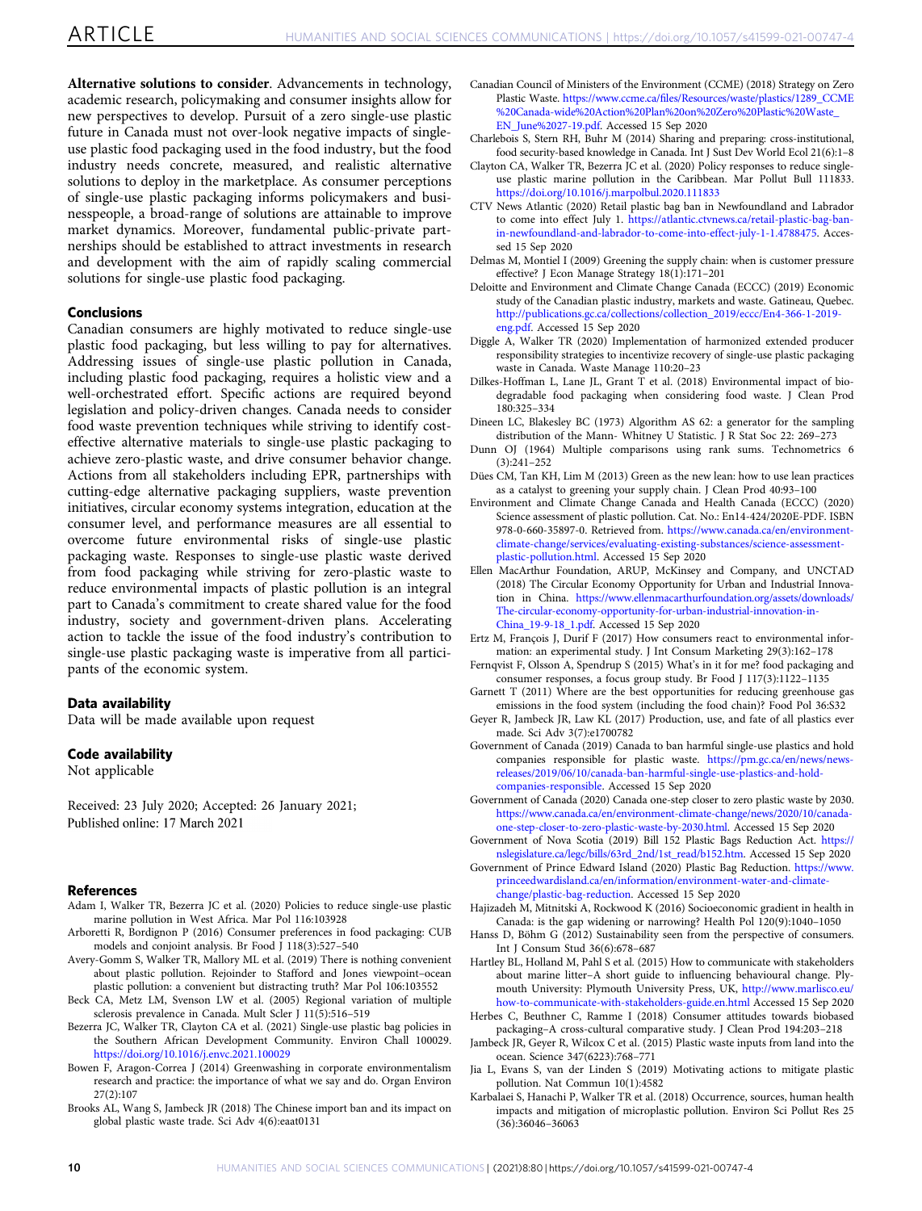**Alternative solutions to consider**. Advancements in technology, academic research, policymaking and consumer insights allow for new perspectives to develop. Pursuit of a zero single-use plastic future in Canada must not over-look negative impacts of single-use plastic food packaging used in the food industry, but the food industry needs concrete, measured, and realistic alternative solutions to deploy in the marketplace. As consumer perceptions of single-use plastic packaging informs policymakers and businesspeople, a broad-range of solutions are attainable to improve market dynamics. Moreover, fundamental public-private partnerships should be established to attract investments in research and development with the aim of rapidly scaling commercial solutions for single-use plastic food packaging.

## Conclusions

Canadian consumers are highly motivated to reduce single-use plastic food packaging, but less willing to pay for alternatives. Addressing issues of single-use plastic pollution in Canada, including plastic food packaging, requires a holistic view and a well-orchestrated effort. Specific actions are required beyond legislation and policy-driven changes. Canada needs to consider food waste prevention techniques while striving to identify cost-effective alternative materials to single-use plastic packaging to achieve zero-plastic waste, and drive consumer behavior change. Actions from all stakeholders including EPR, partnerships with cutting-edge alternative packaging suppliers, waste prevention initiatives, circular economy systems integration, education at the consumer level, and performance measures are all essential to overcome future environmental risks of single-use plastic packaging waste. Responses to single-use plastic waste derived from food packaging while striving for zero-plastic waste to reduce environmental impacts of plastic pollution is an integral part to Canada's commitment to create shared value for the food industry, society and government-driven plans. Accelerating action to tackle the issue of the food industry's contribution to single-use plastic packaging waste is imperative from all participants of the economic system.

## Data availability

Data will be made available upon request

## Code availability

Not applicable

Received: 23 July 2020; Accepted: 26 January 2021;
Published online: 17 March 2021

## References

- Adam I, Walker TR, Bezerra JC et al. (2020) Policies to reduce single-use plastic marine pollution in West Africa. Mar Pol 116:103928
- Arboretti R, Bordignon P (2016) Consumer preferences in food packaging: CUB models and conjoint analysis. Br Food J 118(3):527–540
- Avery-Gomm S, Walker TR, Mallory ML et al. (2019) There is nothing convenient about plastic pollution. Rejoinder to Stafford and Jones viewpoint–ocean plastic pollution: a convenient but distracting truth? Mar Pol 106:103552
- Beck CA, Metz LM, Svenson LW et al. (2005) Regional variation of multiple sclerosis prevalence in Canada. Mult Scler J 11(5):516–519
- Bezerra JC, Walker TR, Clayton CA et al. (2021) Single-use plastic bag policies in the Southern African Development Community. Environ Chall 100029. https://doi.org/10.1016/j.envc.2021.100029
- Bowen F, Aragon-Correa J (2014) Greenwashing in corporate environmentalism research and practice: the importance of what we say and do. Organ Environ 27(2):107
- Brooks AL, Wang S, Jambeck JR (2018) The Chinese import ban and its impact on global plastic waste trade. Sci Adv 4(6):eaat0131
- Canadian Council of Ministers of the Environment (CCME) (2018) Strategy on Zero Plastic Waste. https://www.ccme.ca/files/Resources/waste/plastics/1289_CCME%20Canada-wide%20Action%20Plan%20on%20Zero%20Plastic%20Waste_EN_June%2027-19.pdf. Accessed 15 Sep 2020
- Charlebois S, Stern RH, Buhr M (2014) Sharing and preparing: cross-institutional, food security-based knowledge in Canada. Int J Sust Dev World Ecol 21(6):1–8
- Clayton CA, Walker TR, Bezerra JC et al. (2020) Policy responses to reduce single-use plastic marine pollution in the Caribbean. Mar Pollut Bull 111833. https://doi.org/10.1016/j.marpolbul.2020.111833
- CTV News Atlantic (2020) Retail plastic bag ban in Newfoundland and Labrador to come into effect July 1. https://atlantic.ctvnews.ca/retail-plastic-bag-ban-in-newfoundland-and-labrador-to-come-into-effect-july-1-1.4788475. Accessed 15 Sep 2020
- Delmas M, Montiel I (2009) Greening the supply chain: when is customer pressure effective? J Econ Manage Strategy 18(1):171–201
- Deloitte and Environment and Climate Change Canada (ECCC) (2019) Economic study of the Canadian plastic industry, markets and waste. Gatineau, Quebec. http://publications.gc.ca/collections/collection_2019/eccc/En4-366-1-2019-eng.pdf. Accessed 15 Sep 2020
- Diggle A, Walker TR (2020) Implementation of harmonized extended producer responsibility strategies to incentivize recovery of single-use plastic packaging waste in Canada. Waste Manage 110:20–23
- Dilkes-Hoffman L, Lane JL, Grant T et al. (2018) Environmental impact of biodegradable food packaging when considering food waste. J Clean Prod 180:325–334
- Dineen LC, Blakesley BC (1973) Algorithm AS 62: a generator for the sampling distribution of the Mann- Whitney U Statistic. J R Stat Soc 22: 269–273
- Dunn OJ (1964) Multiple comparisons using rank sums. Technometrics 6 (3):241–252
- Dües CM, Tan KH, Lim M (2013) Green as the new lean: how to use lean practices as a catalyst to greening your supply chain. J Clean Prod 40:93–100
- Environment and Climate Change Canada and Health Canada (ECCC) (2020) Science assessment of plastic pollution. Cat. No.: En14-424/2020E-PDF. ISBN 978-0-660-35897-0. Retrieved from. https://www.canada.ca/en/environment-climate-change/services/evaluating-existing-substances/science-assessment-plastic-pollution.html. Accessed 15 Sep 2020
- Ellen MacArthur Foundation, ARUP, McKinsey and Company, and UNCTAD (2018) The Circular Economy Opportunity for Urban and Industrial Innovation in China. https://www.ellenmacarthurfoundation.org/assets/downloads/The-circular-economy-opportunity-for-urban-industrial-innovation-in-China_19-9-18_1.pdf. Accessed 15 Sep 2020
- Ertz M, François J, Durif F (2017) How consumers react to environmental information: an experimental study. J Int Consum Marketing 29(3):162–178
- Fernqvist F, Olsson A, Spendrup S (2015) What's in it for me? food packaging and consumer responses, a focus group study. Br Food J 117(3):1122–1135
- Garnett T (2011) Where are the best opportunities for reducing greenhouse gas emissions in the food system (including the food chain)? Food Pol 36:S32
- Geyer R, Jambeck JR, Law KL (2017) Production, use, and fate of all plastics ever made. Sci Adv 3(7):e1700782
- Government of Canada (2019) Canada to ban harmful single-use plastics and hold companies responsible for plastic waste. https://pm.gc.ca/en/news/news-releases/2019/06/10/canada-ban-harmful-single-use-plastics-and-hold-companies-responsible. Accessed 15 Sep 2020
- Government of Canada (2020) Canada one-step closer to zero plastic waste by 2030. https://www.canada.ca/en/environment-climate-change/news/2020/10/canada-one-step-closer-to-zero-plastic-waste-by-2030.html. Accessed 15 Sep 2020
- Government of Nova Scotia (2019) Bill 152 Plastic Bags Reduction Act. https://nslegislature.ca/legc/bills/63rd_2nd/1st_read/b152.htm. Accessed 15 Sep 2020
- Government of Prince Edward Island (2020) Plastic Bag Reduction. https://www.princeedwardisland.ca/en/information/environment-water-and-climate-change/plastic-bag-reduction. Accessed 15 Sep 2020
- Hajizadeh M, Mitnitski A, Rockwood K (2016) Socioeconomic gradient in health in Canada: is the gap widening or narrowing? Health Pol 120(9):1040–1050
- Hanss D, Böhm G (2012) Sustainability seen from the perspective of consumers. Int J Consum Stud 36(6):678–687
- Hartley BL, Holland M, Pahl S et al. (2015) How to communicate with stakeholders about marine litter–A short guide to influencing behavioural change. Plymouth University: Plymouth University Press, UK, http://www.marlisco.eu/how-to-communicate-with-stakeholders-guide.en.html Accessed 15 Sep 2020
- Herbes C, Beuthner C, Ramme I (2018) Consumer attitudes towards biobased packaging–A cross-cultural comparative study. J Clean Prod 194:203–218
- Jambeck JR, Geyer R, Wilcox C et al. (2015) Plastic waste inputs from land into the ocean. Science 347(6223):768–771
- Jia L, Evans S, van der Linden S (2019) Motivating actions to mitigate plastic pollution. Nat Commun 10(1):4582
- Karbalaei S, Hanachi P, Walker TR et al. (2018) Occurrence, sources, human health impacts and mitigation of microplastic pollution. Environ Sci Pollut Res 25 (36):36046–36063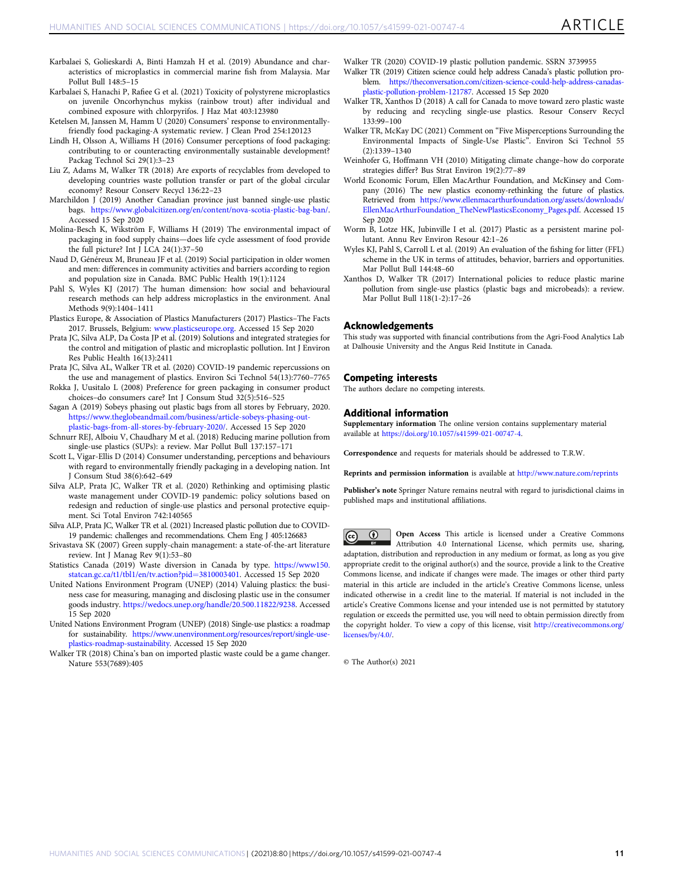Karbalaei S, Golieskardi A, Binti Hamzah H et al. (2019) Abundance and characteristics of microplastics in commercial marine fish from Malaysia. Mar Pollut Bull 148:5–15

Karbalaei S, Hanachi P, Rafiee G et al. (2021) Toxicity of polystyrene microplastics on juvenile Oncorhynchus mykiss (rainbow trout) after individual and combined exposure with chlorpyrifos. J Haz Mat 403:123980

Ketelsen M, Janssen M, Hamm U (2020) Consumers' response to environmentally-friendly food packaging-A systematic review. J Clean Prod 254:120123

Lindh H, Olsson A, Williams H (2016) Consumer perceptions of food packaging: contributing to or counteracting environmentally sustainable development? Packag Technol Sci 29(1):3–23

Liu Z, Adams M, Walker TR (2018) Are exports of recyclables from developed to developing countries waste pollution transfer or part of the global circular economy? Resour Conserv Recycl 136:22–23

Marchildon J (2019) Another Canadian province just banned single-use plastic bags. https://www.globalcitizen.org/en/content/nova-scotia-plastic-bag-ban/. Accessed 15 Sep 2020

Molina-Besch K, Wikström F, Williams H (2019) The environmental impact of packaging in food supply chains—does life cycle assessment of food provide the full picture? Int J LCA 24(1):37–50

Naud D, Généreux M, Bruneau JF et al. (2019) Social participation in older women and men: differences in community activities and barriers according to region and population size in Canada. BMC Public Health 19(1):1124

Pahl S, Wyles KJ (2017) The human dimension: how social and behavioural research methods can help address microplastics in the environment. Anal Methods 9(9):1404–1411

Plastics Europe, & Association of Plastics Manufacturers (2017) Plastics–The Facts 2017. Brussels, Belgium: www.plasticseurope.org. Accessed 15 Sep 2020

Prata JC, Silva ALP, Da Costa JP et al. (2019) Solutions and integrated strategies for the control and mitigation of plastic and microplastic pollution. Int J Environ Res Public Health 16(13):2411

Prata JC, Silva AL, Walker TR et al. (2020) COVID-19 pandemic repercussions on the use and management of plastics. Environ Sci Technol 54(13):7760–7765

Rokka J, Uusitalo L (2008) Preference for green packaging in consumer product choices–do consumers care? Int J Consum Stud 32(5):516–525

Sagan A (2019) Sobeys phasing out plastic bags from all stores by February, 2020. https://www.theglobeandmail.com/business/article-sobeys-phasing-out-plastic-bags-from-all-stores-by-february-2020/. Accessed 15 Sep 2020

Schnurr REJ, Alboiu V, Chaudhary M et al. (2018) Reducing marine pollution from single-use plastics (SUPs): a review. Mar Pollut Bull 137:157–171

Scott L, Vigar-Ellis D (2014) Consumer understanding, perceptions and behaviours with regard to environmentally friendly packaging in a developing nation. Int J Consum Stud 38(6):642–649

Silva ALP, Prata JC, Walker TR et al. (2020) Rethinking and optimising plastic waste management under COVID-19 pandemic: policy solutions based on redesign and reduction of single-use plastics and personal protective equipment. Sci Total Environ 742:140565

Silva ALP, Prata JC, Walker TR et al. (2021) Increased plastic pollution due to COVID-19 pandemic: challenges and recommendations. Chem Eng J 405:126683

Srivastava SK (2007) Green supply-chain management: a state-of-the-art literature review. Int J Manag Rev 9(1):53–80

Statistics Canada (2019) Waste diversion in Canada by type. https://www150.statcan.gc.ca/t1/tbl1/en/tv.action?pid=3810003401. Accessed 15 Sep 2020

United Nations Environment Program (UNEP) (2014) Valuing plastics: the business case for measuring, managing and disclosing plastic use in the consumer goods industry. https://wedocs.unep.org/handle/20.500.11822/9238. Accessed 15 Sep 2020

United Nations Environment Program (UNEP) (2018) Single-use plastics: a roadmap for sustainability. https://www.unenvironment.org/resources/report/single-use-plastics-roadmap-sustainability. Accessed 15 Sep 2020

Walker TR (2018) China's ban on imported plastic waste could be a game changer. Nature 553(7689):405

Walker TR (2020) COVID-19 plastic pollution pandemic. SSRN 3739955

Walker TR (2019) Citizen science could help address Canada's plastic pollution problem. https://theconversation.com/citizen-science-could-help-address-canadas-plastic-pollution-problem-121787. Accessed 15 Sep 2020

Walker TR, Xanthos D (2018) A call for Canada to move toward zero plastic waste by reducing and recycling single-use plastics. Resour Conserv Recycl 133:99–100

Walker TR, McKay DC (2021) Comment on "Five Misperceptions Surrounding the Environmental Impacts of Single-Use Plastic". Environ Sci Technol 55(2):1339–1340

Weinhofer G, Hoffmann VH (2010) Mitigating climate change–how do corporate strategies differ? Bus Strat Environ 19(2):77–89

World Economic Forum, Ellen MacArthur Foundation, and McKinsey and Company (2016) The new plastics economy-rethinking the future of plastics. Retrieved from https://www.ellenmacarthurfoundation.org/assets/downloads/EllenMacArthurFoundation_TheNewPlasticsEconomy_Pages.pdf. Accessed 15 Sep 2020

Worm B, Lotze HK, Jubinville I et al. (2017) Plastic as a persistent marine pollutant. Annu Rev Environ Resour 42:1–26

Wyles KJ, Pahl S, Carroll L et al. (2019) An evaluation of the fishing for litter (FFL) scheme in the UK in terms of attitudes, behavior, barriers and opportunities. Mar Pollut Bull 144:48–60

Xanthos D, Walker TR (2017) International policies to reduce plastic marine pollution from single-use plastics (plastic bags and microbeads): a review. Mar Pollut Bull 118(1-2):17–26

## Acknowledgements

This study was supported with financial contributions from the Agri-Food Analytics Lab at Dalhousie University and the Angus Reid Institute in Canada.

## Competing interests

The authors declare no competing interests.

## Additional information

**Supplementary information** The online version contains supplementary material available at https://doi.org/10.1057/s41599-021-00747-4.

**Correspondence** and requests for materials should be addressed to T.R.W.

**Reprints and permission information** is available at http://www.nature.com/reprints

**Publisher's note** Springer Nature remains neutral with regard to jurisdictional claims in published maps and institutional affiliations.

**Open Access** This article is licensed under a Creative Commons Attribution 4.0 International License, which permits use, sharing, adaptation, distribution and reproduction in any medium or format, as long as you give appropriate credit to the original author(s) and the source, provide a link to the Creative Commons license, and indicate if changes were made. The images or other third party material in this article are included in the article's Creative Commons license, unless indicated otherwise in a credit line to the material. If material is not included in the article's Creative Commons license and your intended use is not permitted by statutory regulation or exceeds the permitted use, you will need to obtain permission directly from the copyright holder. To view a copy of this license, visit http://creativecommons.org/licenses/by/4.0/.

© The Author(s) 2021